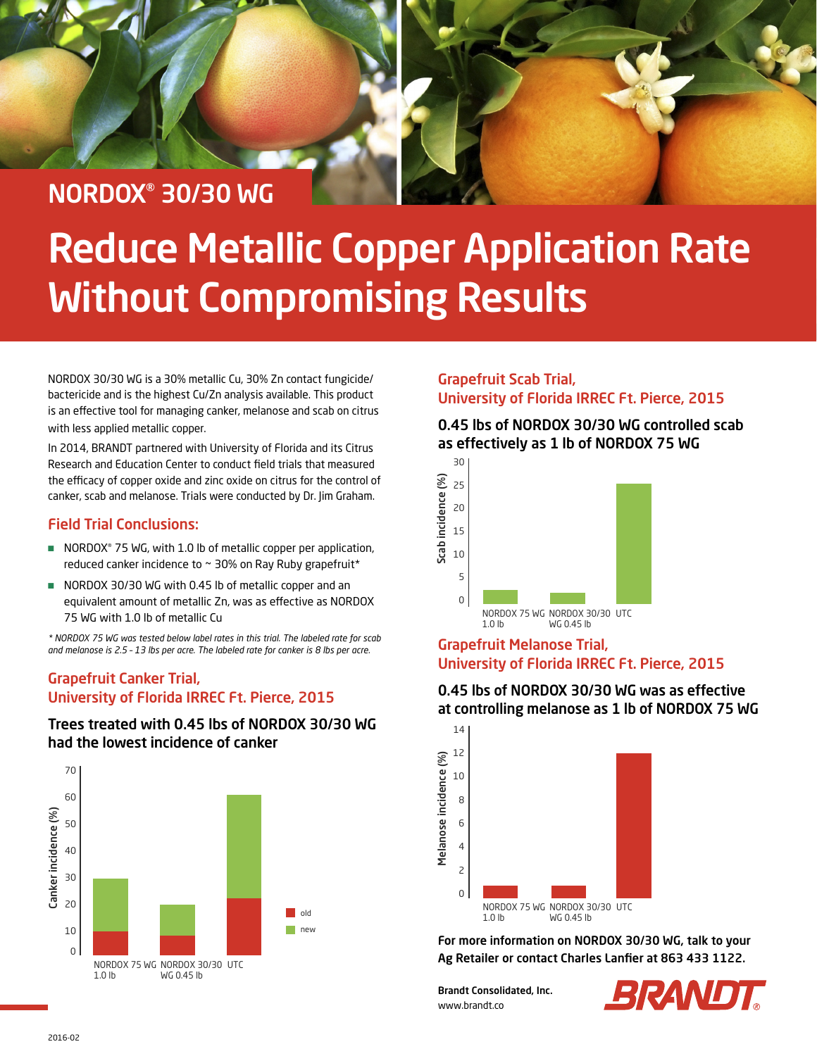## NORDOX® 30/30 WG

# Reduce Metallic Copper Application Rate Without Compromising Results

NORDOX 30/30 WG is a 30% metallic Cu, 30% Zn contact fungicide/bactericide and is the highest Cu/Zn analysis available. This product is an effective tool for managing canker, melanose and scab on citrus with less applied metallic copper.

In 2014, BRANDT partnered with University of Florida and its Citrus Research and Education Center to conduct field trials that measured the efficacy of copper oxide and zinc oxide on citrus for the control of canker, scab and melanose. Trials were conducted by Dr. Jim Graham.

### Field Trial Conclusions:

- NORDOX® 75 WG, with 1.0 lb of metallic copper per application, reduced canker incidence to ~ 30% on Ray Ruby grapefruit*
- NORDOX 30/30 WG with 0.45 lb of metallic copper and an equivalent amount of metallic Zn, was as effective as NORDOX 75 WG with 1.0 lb of metallic Cu

*\* NORDOX 75 WG was tested below label rates in this trial. The labeled rate for scab and melanose is 2.5 - 13 lbs per acre. The labeled rate for canker is 8 lbs per acre.*

### Grapefruit Canker Trial, University of Florida IRREC Ft. Pierce, 2015

**Trees treated with 0.45 lbs of NORDOX 30/30 WG had the lowest incidence of canker**

Canker incidence (%) chart: NORDOX 75 WG 1.0 lb; NORDOX 30/30 WG 0.45 lb; UTC (legend: old, new)

### Grapefruit Scab Trial, University of Florida IRREC Ft. Pierce, 2015

**0.45 lbs of NORDOX 30/30 WG controlled scab as effectively as 1 lb of NORDOX 75 WG**

Scab incidence (%) chart: NORDOX 75 WG 1.0 lb; NORDOX 30/30 WG 0.45 lb; UTC

### Grapefruit Melanose Trial, University of Florida IRREC Ft. Pierce, 2015

**0.45 lbs of NORDOX 30/30 WG was as effective at controlling melanose as 1 lb of NORDOX 75 WG**

Melanose incidence (%) chart: NORDOX 75 WG 1.0 lb; NORDOX 30/30 WG 0.45 lb; UTC

**For more information on NORDOX 30/30 WG, talk to your Ag Retailer or contact Charles Lanfier at 863 433 1122.**

**Brandt Consolidated, Inc.**
www.brandt.co

BRANDT®

2016-02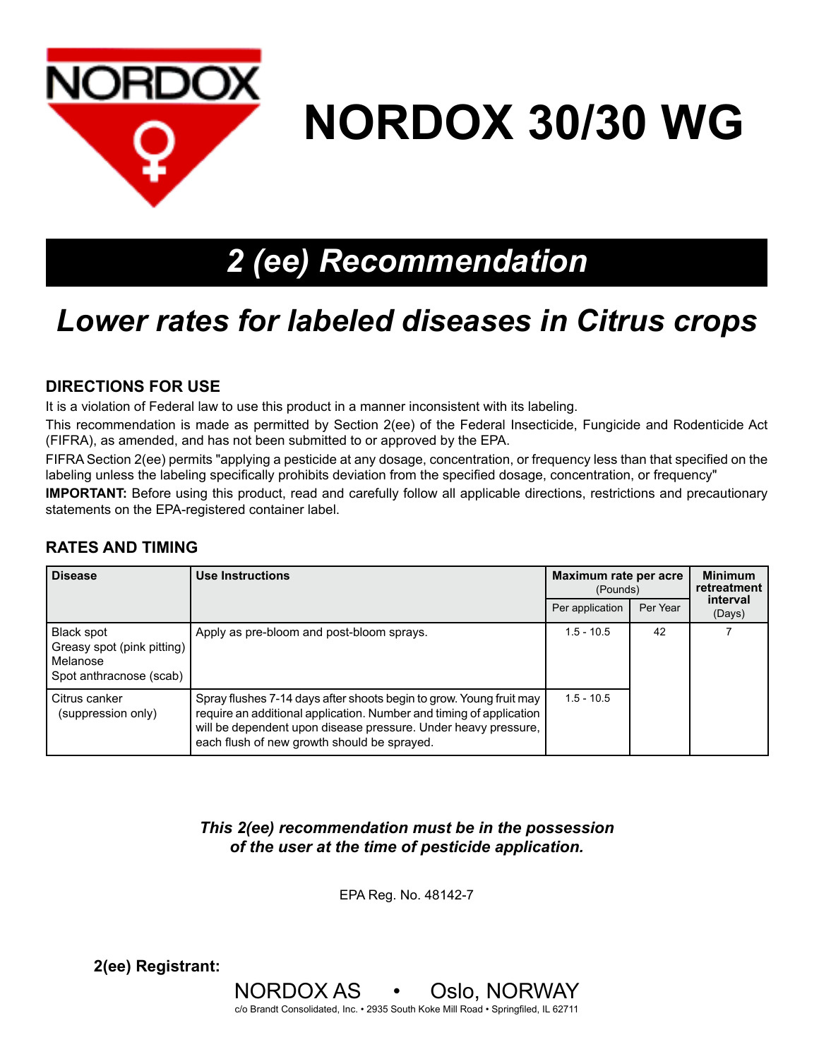NORDOX

# NORDOX 30/30 WG

## *2 (ee) Recommendation*

## *Lower rates for labeled diseases in Citrus crops*

### DIRECTIONS FOR USE

It is a violation of Federal law to use this product in a manner inconsistent with its labeling.

This recommendation is made as permitted by Section 2(ee) of the Federal Insecticide, Fungicide and Rodenticide Act (FIFRA), as amended, and has not been submitted to or approved by the EPA.

FIFRA Section 2(ee) permits "applying a pesticide at any dosage, concentration, or frequency less than that specified on the labeling unless the labeling specifically prohibits deviation from the specified dosage, concentration, or frequency"

**IMPORTANT:** Before using this product, read and carefully follow all applicable directions, restrictions and precautionary statements on the EPA-registered container label.

### RATES AND TIMING

| Disease | Use Instructions | Maximum rate per acre (Pounds) | | Minimum retreatment interval (Days) |
|---|---|---|---|---|
| | | Per application | Per Year | |
| Black spot<br>Greasy spot (pink pitting)<br>Melanose<br>Spot anthracnose (scab) | Apply as pre-bloom and post-bloom sprays. | 1.5 - 10.5 | 42 | 7 |
| Citrus canker (suppression only) | Spray flushes 7-14 days after shoots begin to grow. Young fruit may require an additional application. Number and timing of application will be dependent upon disease pressure. Under heavy pressure, each flush of new growth should be sprayed. | 1.5 - 10.5 | | |

***This 2(ee) recommendation must be in the possession of the user at the time of pesticide application.***

EPA Reg. No. 48142-7

**2(ee) Registrant:**

NORDOX AS • Oslo, NORWAY

c/o Brandt Consolidated, Inc. • 2935 South Koke Mill Road • Springfiled, IL 62711